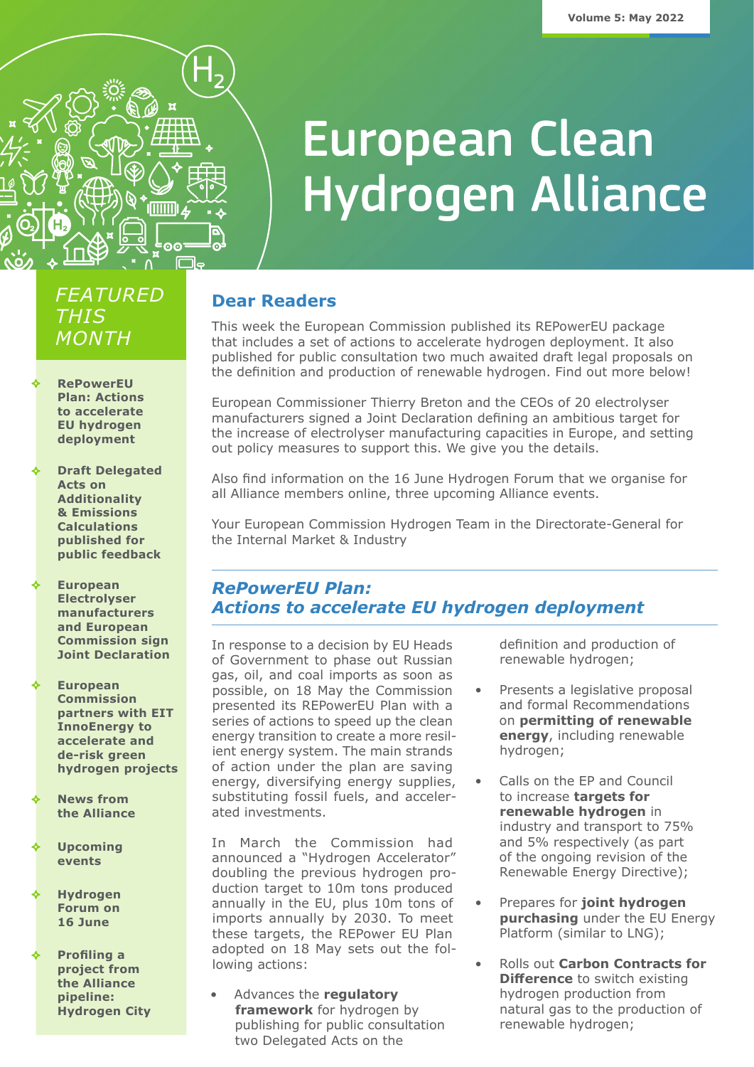Volume 5: May 2022

# European Clean Hydrogen Alliance

## FEATURED THIS MONTH

- **RePowerEU Plan: Actions to accelerate EU hydrogen deployment**
- **Draft Delegated Acts on Additionality & Emissions Calculations published for public feedback**
- **European Electrolyser manufacturers and European Commission sign Joint Declaration**
- **European Commission partners with EIT InnoEnergy to accelerate and de-risk green hydrogen projects**
- **News from the Alliance**
- **Upcoming events**
- **Hydrogen Forum on 16 June**
- **Profiling a project from the Alliance pipeline: Hydrogen City**

## Dear Readers

This week the European Commission published its REPowerEU package that includes a set of actions to accelerate hydrogen deployment. It also published for public consultation two much awaited draft legal proposals on the definition and production of renewable hydrogen. Find out more below!

European Commissioner Thierry Breton and the CEOs of 20 electrolyser manufacturers signed a Joint Declaration defining an ambitious target for the increase of electrolyser manufacturing capacities in Europe, and setting out policy measures to support this. We give you the details.

Also find information on the 16 June Hydrogen Forum that we organise for all Alliance members online, three upcoming Alliance events.

Your European Commission Hydrogen Team in the Directorate-General for the Internal Market & Industry

## *RePowerEU Plan: Actions to accelerate EU hydrogen deployment*

In response to a decision by EU Heads of Government to phase out Russian gas, oil, and coal imports as soon as possible, on 18 May the Commission presented its REPowerEU Plan with a series of actions to speed up the clean energy transition to create a more resilient energy system. The main strands of action under the plan are saving energy, diversifying energy supplies, substituting fossil fuels, and accelerated investments.

In March the Commission had announced a "Hydrogen Accelerator" doubling the previous hydrogen production target to 10m tons produced annually in the EU, plus 10m tons of imports annually by 2030. To meet these targets, the REPower EU Plan adopted on 18 May sets out the following actions:

- Advances the **regulatory framework** for hydrogen by publishing for public consultation two Delegated Acts on the definition and production of renewable hydrogen;
- Presents a legislative proposal and formal Recommendations on **permitting of renewable energy**, including renewable hydrogen;
- Calls on the EP and Council to increase **targets for renewable hydrogen** in industry and transport to 75% and 5% respectively (as part of the ongoing revision of the Renewable Energy Directive);
- Prepares for **joint hydrogen purchasing** under the EU Energy Platform (similar to LNG);
- Rolls out **Carbon Contracts for Difference** to switch existing hydrogen production from natural gas to the production of renewable hydrogen;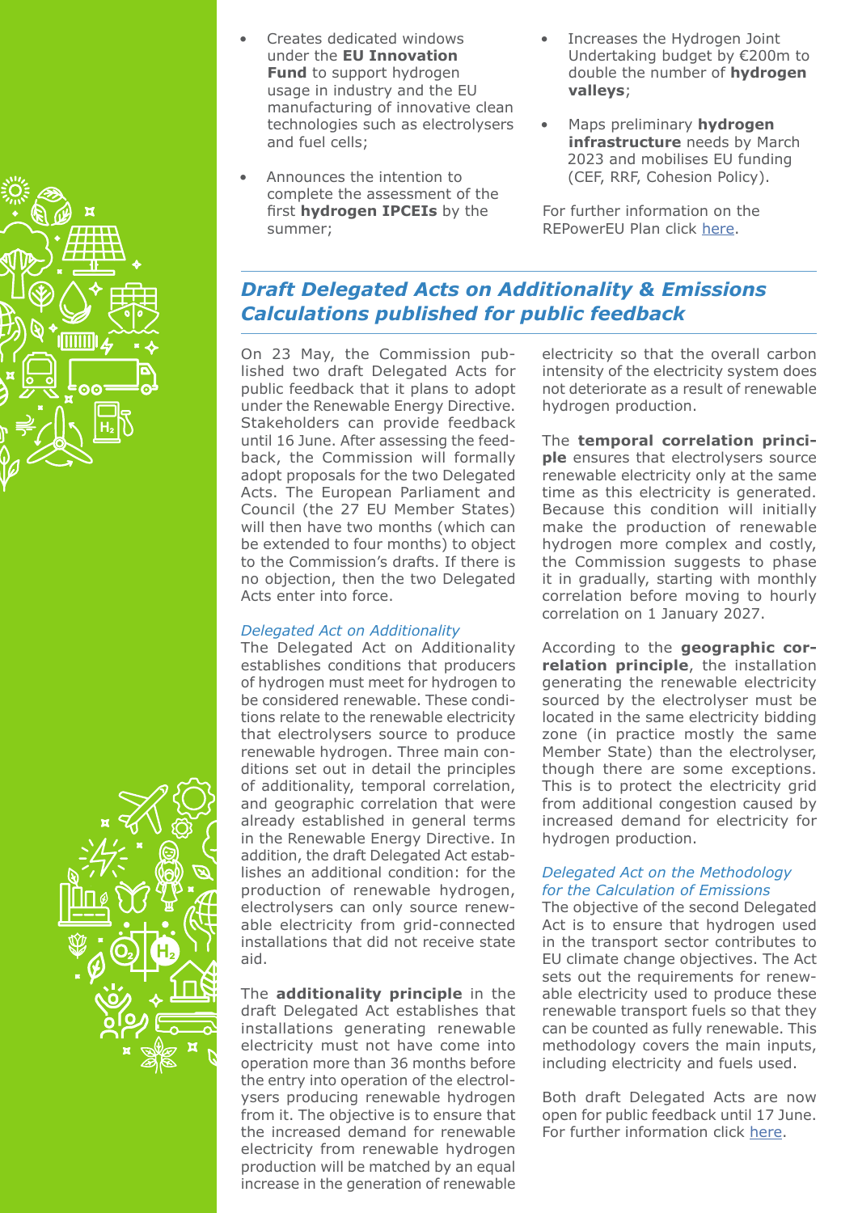- Creates dedicated windows under the **EU Innovation Fund** to support hydrogen usage in industry and the EU manufacturing of innovative clean technologies such as electrolysers and fuel cells;
- Announces the intention to complete the assessment of the first **hydrogen IPCEIs** by the summer;
- Increases the Hydrogen Joint Undertaking budget by €200m to double the number of **hydrogen valleys**;
- Maps preliminary **hydrogen infrastructure** needs by March 2023 and mobilises EU funding (CEF, RRF, Cohesion Policy).

For further information on the REPowerEU Plan click here.

## *Draft Delegated Acts on Additionality & Emissions Calculations published for public feedback*

On 23 May, the Commission published two draft Delegated Acts for public feedback that it plans to adopt under the Renewable Energy Directive. Stakeholders can provide feedback until 16 June. After assessing the feedback, the Commission will formally adopt proposals for the two Delegated Acts. The European Parliament and Council (the 27 EU Member States) will then have two months (which can be extended to four months) to object to the Commission's drafts. If there is no objection, then the two Delegated Acts enter into force.

### *Delegated Act on Additionality*

The Delegated Act on Additionality establishes conditions that producers of hydrogen must meet for hydrogen to be considered renewable. These conditions relate to the renewable electricity that electrolysers source to produce renewable hydrogen. Three main conditions set out in detail the principles of additionality, temporal correlation, and geographic correlation that were already established in general terms in the Renewable Energy Directive. In addition, the draft Delegated Act establishes an additional condition: for the production of renewable hydrogen, electrolysers can only source renewable electricity from grid-connected installations that did not receive state aid.

The **additionality principle** in the draft Delegated Act establishes that installations generating renewable electricity must not have come into operation more than 36 months before the entry into operation of the electrolysers producing renewable hydrogen from it. The objective is to ensure that the increased demand for renewable electricity from renewable hydrogen production will be matched by an equal increase in the generation of renewable electricity so that the overall carbon intensity of the electricity system does not deteriorate as a result of renewable hydrogen production.

The **temporal correlation principle** ensures that electrolysers source renewable electricity only at the same time as this electricity is generated. Because this condition will initially make the production of renewable hydrogen more complex and costly, the Commission suggests to phase it in gradually, starting with monthly correlation before moving to hourly correlation on 1 January 2027.

According to the **geographic correlation principle**, the installation generating the renewable electricity sourced by the electrolyser must be located in the same electricity bidding zone (in practice mostly the same Member State) than the electrolyser, though there are some exceptions. This is to protect the electricity grid from additional congestion caused by increased demand for electricity for hydrogen production.

### *Delegated Act on the Methodology for the Calculation of Emissions*

The objective of the second Delegated Act is to ensure that hydrogen used in the transport sector contributes to EU climate change objectives. The Act sets out the requirements for renewable electricity used to produce these renewable transport fuels so that they can be counted as fully renewable. This methodology covers the main inputs, including electricity and fuels used.

Both draft Delegated Acts are now open for public feedback until 17 June. For further information click here.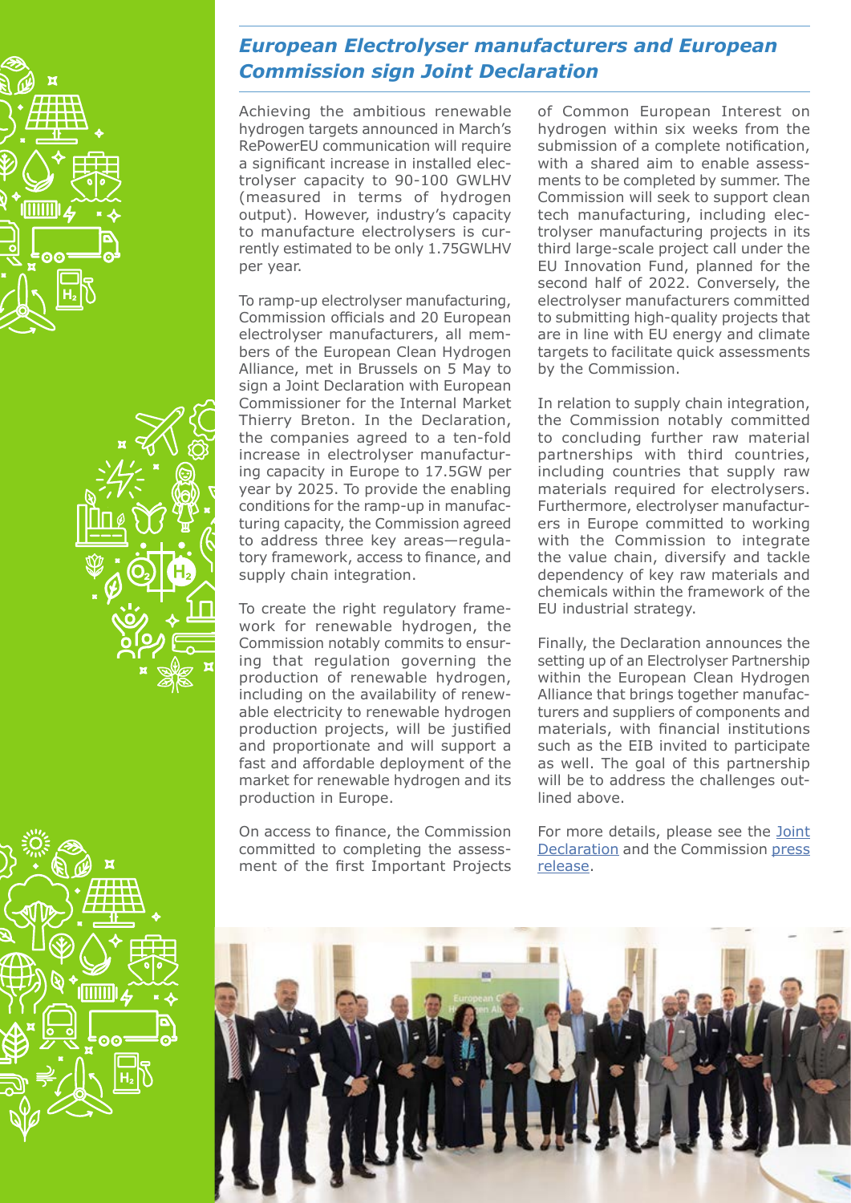## *European Electrolyser manufacturers and European Commission sign Joint Declaration*

Achieving the ambitious renewable hydrogen targets announced in March's RePowerEU communication will require a significant increase in installed electrolyser capacity to 90-100 GWLHV (measured in terms of hydrogen output). However, industry's capacity to manufacture electrolysers is currently estimated to be only 1.75GWLHV per year.

To ramp-up electrolyser manufacturing, Commission officials and 20 European electrolyser manufacturers, all members of the European Clean Hydrogen Alliance, met in Brussels on 5 May to sign a Joint Declaration with European Commissioner for the Internal Market Thierry Breton. In the Declaration, the companies agreed to a ten-fold increase in electrolyser manufacturing capacity in Europe to 17.5GW per year by 2025. To provide the enabling conditions for the ramp-up in manufacturing capacity, the Commission agreed to address three key areas—regulatory framework, access to finance, and supply chain integration.

To create the right regulatory framework for renewable hydrogen, the Commission notably commits to ensuring that regulation governing the production of renewable hydrogen, including on the availability of renewable electricity to renewable hydrogen production projects, will be justified and proportionate and will support a fast and affordable deployment of the market for renewable hydrogen and its production in Europe.

On access to finance, the Commission committed to completing the assessment of the first Important Projects of Common European Interest on hydrogen within six weeks from the submission of a complete notification, with a shared aim to enable assessments to be completed by summer. The Commission will seek to support clean tech manufacturing, including electrolyser manufacturing projects in its third large-scale project call under the EU Innovation Fund, planned for the second half of 2022. Conversely, the electrolyser manufacturers committed to submitting high-quality projects that are in line with EU energy and climate targets to facilitate quick assessments by the Commission.

In relation to supply chain integration, the Commission notably committed to concluding further raw material partnerships with third countries, including countries that supply raw materials required for electrolysers. Furthermore, electrolyser manufacturers in Europe committed to working with the Commission to integrate the value chain, diversify and tackle dependency of key raw materials and chemicals within the framework of the EU industrial strategy.

Finally, the Declaration announces the setting up of an Electrolyser Partnership within the European Clean Hydrogen Alliance that brings together manufacturers and suppliers of components and materials, with financial institutions such as the EIB invited to participate as well. The goal of this partnership will be to address the challenges outlined above.

For more details, please see the [Joint Declaration] and the Commission [press release].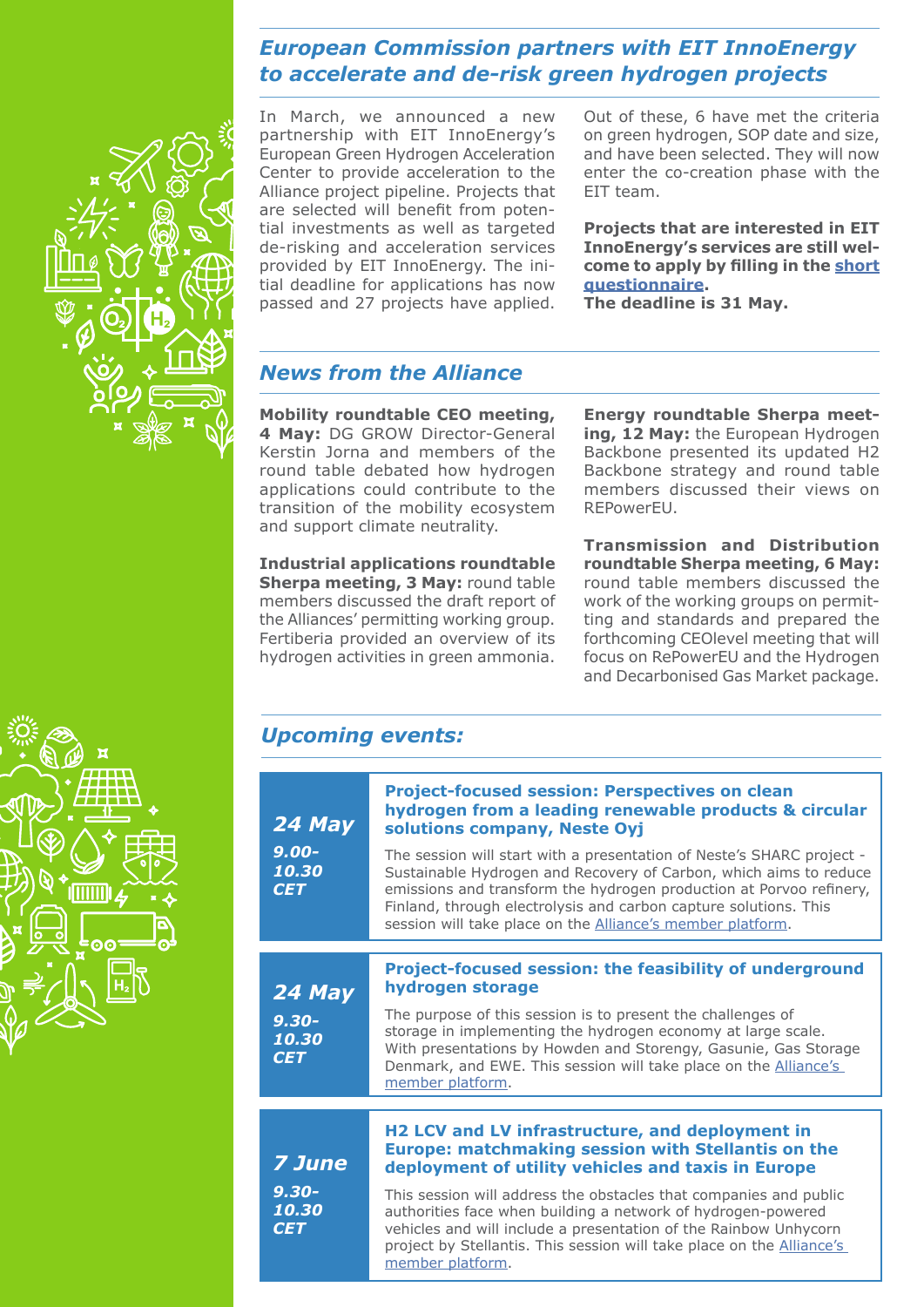## *European Commission partners with EIT InnoEnergy to accelerate and de-risk green hydrogen projects*

In March, we announced a new partnership with EIT InnoEnergy's European Green Hydrogen Acceleration Center to provide acceleration to the Alliance project pipeline. Projects that are selected will benefit from potential investments as well as targeted de-risking and acceleration services provided by EIT InnoEnergy. The initial deadline for applications has now passed and 27 projects have applied. Out of these, 6 have met the criteria on green hydrogen, SOP date and size, and have been selected. They will now enter the co-creation phase with the EIT team.

**Projects that are interested in EIT InnoEnergy's services are still welcome to apply by filling in the short questionnaire.**
**The deadline is 31 May.**

## *News from the Alliance*

**Mobility roundtable CEO meeting, 4 May:** DG GROW Director-General Kerstin Jorna and members of the round table debated how hydrogen applications could contribute to the transition of the mobility ecosystem and support climate neutrality.

**Industrial applications roundtable Sherpa meeting, 3 May:** round table members discussed the draft report of the Alliances' permitting working group. Fertiberia provided an overview of its hydrogen activities in green ammonia.

**Energy roundtable Sherpa meeting, 12 May:** the European Hydrogen Backbone presented its updated H2 Backbone strategy and round table members discussed their views on REPowerEU.

**Transmission and Distribution roundtable Sherpa meeting, 6 May:** round table members discussed the work of the working groups on permitting and standards and prepared the forthcoming CEOlevel meeting that will focus on RePowerEU and the Hydrogen and Decarbonised Gas Market package.

## *Upcoming events:*

| Date | Event |
|---|---|
| ***24 May*** ***9.00-10.30 CET*** | **Project-focused session: Perspectives on clean hydrogen from a leading renewable products & circular solutions company, Neste Oyj** The session will start with a presentation of Neste's SHARC project - Sustainable Hydrogen and Recovery of Carbon, which aims to reduce emissions and transform the hydrogen production at Porvoo refinery, Finland, through electrolysis and carbon capture solutions. This session will take place on the Alliance's member platform. |
| ***24 May*** ***9.30-10.30 CET*** | **Project-focused session: the feasibility of underground hydrogen storage** The purpose of this session is to present the challenges of storage in implementing the hydrogen economy at large scale. With presentations by Howden and Storengy, Gasunie, Gas Storage Denmark, and EWE. This session will take place on the Alliance's member platform. |
| ***7 June*** ***9.30-10.30 CET*** | **H2 LCV and LV infrastructure, and deployment in Europe: matchmaking session with Stellantis on the deployment of utility vehicles and taxis in Europe** This session will address the obstacles that companies and public authorities face when building a network of hydrogen-powered vehicles and will include a presentation of the Rainbow Unhycorn project by Stellantis. This session will take place on the Alliance's member platform. |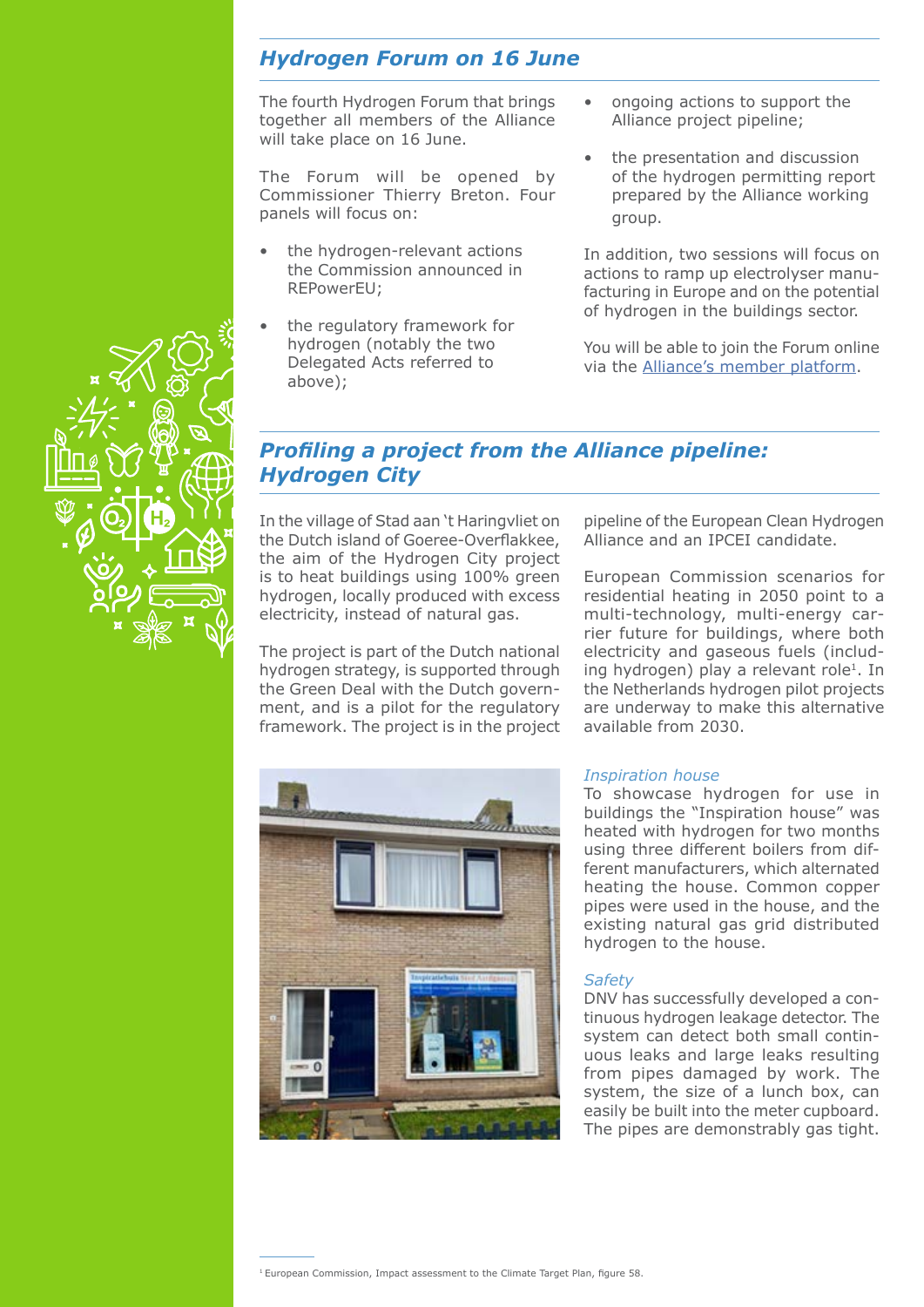## *Hydrogen Forum on 16 June*

The fourth Hydrogen Forum that brings together all members of the Alliance will take place on 16 June.

The Forum will be opened by Commissioner Thierry Breton. Four panels will focus on:

- the hydrogen-relevant actions the Commission announced in REPowerEU;
- the regulatory framework for hydrogen (notably the two Delegated Acts referred to above);
- ongoing actions to support the Alliance project pipeline;
- the presentation and discussion of the hydrogen permitting report prepared by the Alliance working group.

In addition, two sessions will focus on actions to ramp up electrolyser manufacturing in Europe and on the potential of hydrogen in the buildings sector.

You will be able to join the Forum online via the [Alliance's member platform](Alliance's member platform).

## *Profiling a project from the Alliance pipeline: Hydrogen City*

In the village of Stad aan 't Haringvliet on the Dutch island of Goeree-Overflakkee, the aim of the Hydrogen City project is to heat buildings using 100% green hydrogen, locally produced with excess electricity, instead of natural gas.

The project is part of the Dutch national hydrogen strategy, is supported through the Green Deal with the Dutch government, and is a pilot for the regulatory framework. The project is in the project pipeline of the European Clean Hydrogen Alliance and an IPCEI candidate.

European Commission scenarios for residential heating in 2050 point to a multi-technology, multi-energy carrier future for buildings, where both electricity and gaseous fuels (including hydrogen) play a relevant role[1]. In the Netherlands hydrogen pilot projects are underway to make this alternative available from 2030.

*Inspiration house*

To showcase hydrogen for use in buildings the "Inspiration house" was heated with hydrogen for two months using three different boilers from different manufacturers, which alternated heating the house. Common copper pipes were used in the house, and the existing natural gas grid distributed hydrogen to the house.

*Safety*

DNV has successfully developed a continuous hydrogen leakage detector. The system can detect both small continuous leaks and large leaks resulting from pipes damaged by work. The system, the size of a lunch box, can easily be built into the meter cupboard. The pipes are demonstrably gas tight.

[1] European Commission, Impact assessment to the Climate Target Plan, figure 58.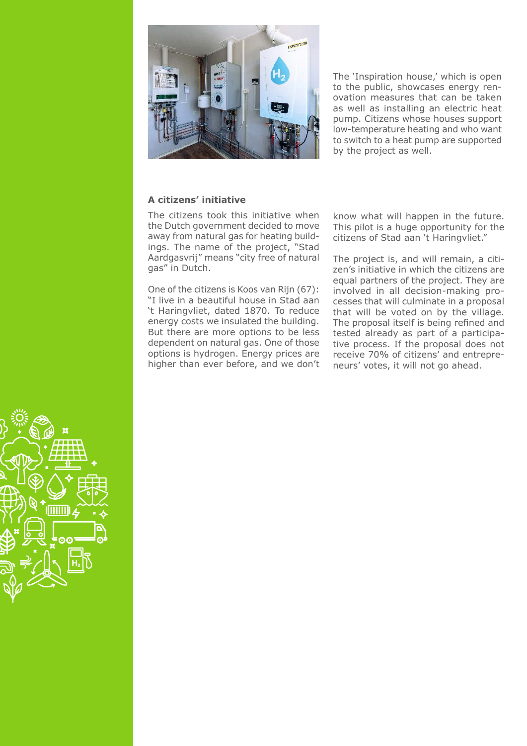The 'Inspiration house,' which is open to the public, showcases energy renovation measures that can be taken as well as installing an electric heat pump. Citizens whose houses support low-temperature heating and who want to switch to a heat pump are supported by the project as well.

### A citizens' initiative

The citizens took this initiative when the Dutch government decided to move away from natural gas for heating buildings. The name of the project, "Stad Aardgasvrij" means "city free of natural gas" in Dutch.

One of the citizens is Koos van Rijn (67): "I live in a beautiful house in Stad aan 't Haringvliet, dated 1870. To reduce energy costs we insulated the building. But there are more options to be less dependent on natural gas. One of those options is hydrogen. Energy prices are higher than ever before, and we don't know what will happen in the future. This pilot is a huge opportunity for the citizens of Stad aan 't Haringvliet."

The project is, and will remain, a citizen's initiative in which the citizens are equal partners of the project. They are involved in all decision-making processes that will culminate in a proposal that will be voted on by the village. The proposal itself is being refined and tested already as part of a participative process. If the proposal does not receive 70% of citizens' and entrepreneurs' votes, it will not go ahead.